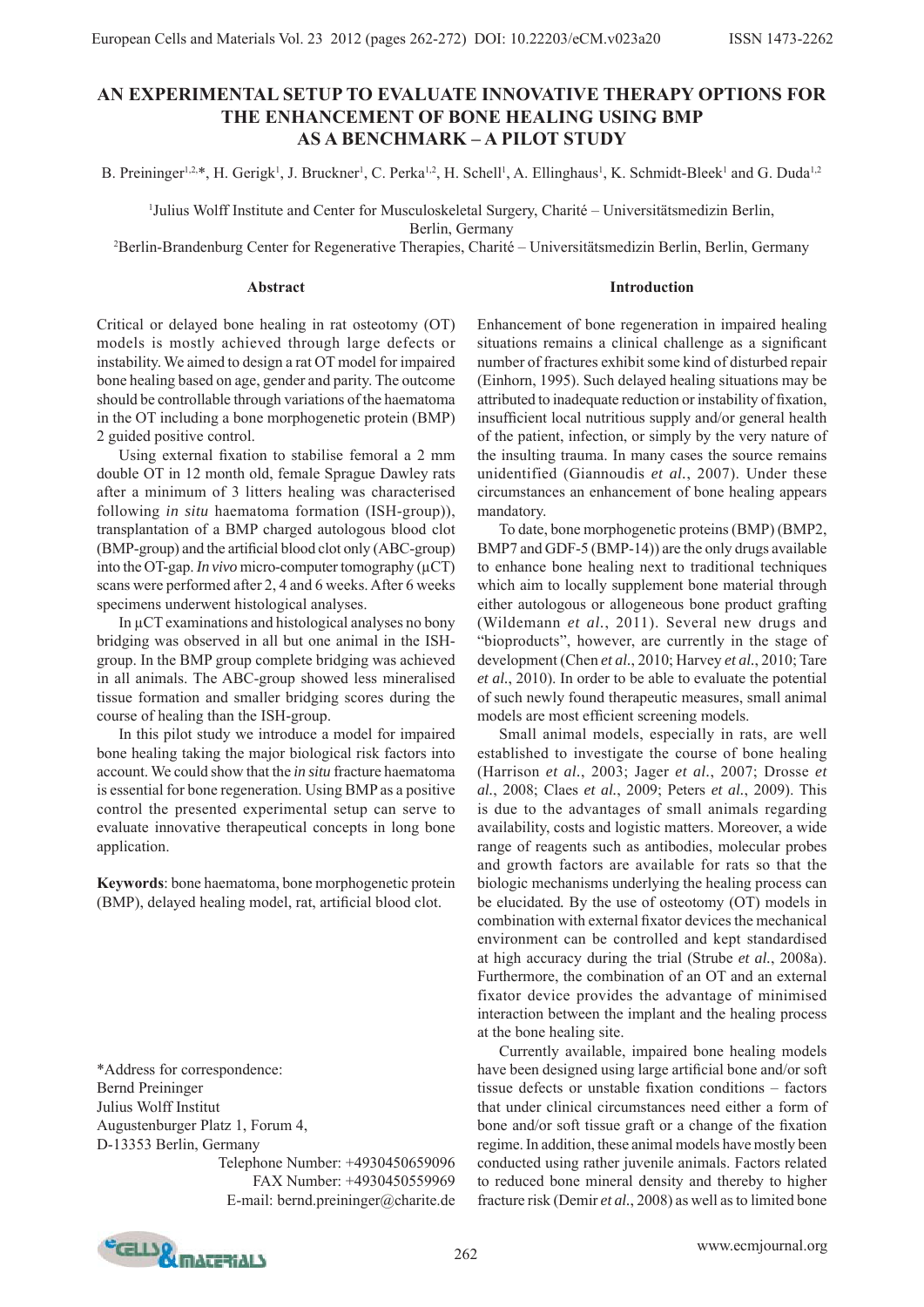# AN EXPERIMENTAL SETUP TO EVALUATE INNOVATIVE THERAPY OPTIONS FOR THE ENHANCEMENT OF BONE HEALING USING BMP AS A BENCHMARK – A PILOT STUDY

B. Preininger[1,2,*], H. Gerigk[1], J. Bruckner[1], C. Perka[1,2], H. Schell[1], A. Ellinghaus[1], K. Schmidt-Bleek[1] and G. Duda[1,2]

[1]Julius Wolff Institute and Center for Musculoskeletal Surgery, Charité – Universitätsmedizin Berlin, Berlin, Germany

[2]Berlin-Brandenburg Center for Regenerative Therapies, Charité – Universitätsmedizin Berlin, Berlin, Germany

## Abstract

Critical or delayed bone healing in rat osteotomy (OT) models is mostly achieved through large defects or instability. We aimed to design a rat OT model for impaired bone healing based on age, gender and parity. The outcome should be controllable through variations of the haematoma in the OT including a bone morphogenetic protein (BMP) 2 guided positive control.

Using external fixation to stabilise femoral a 2 mm double OT in 12 month old, female Sprague Dawley rats after a minimum of 3 litters healing was characterised following *in situ* haematoma formation (ISH-group)), transplantation of a BMP charged autologous blood clot (BMP-group) and the artificial blood clot only (ABC-group) into the OT-gap. *In vivo* micro-computer tomography (µCT) scans were performed after 2, 4 and 6 weeks. After 6 weeks specimens underwent histological analyses.

In µCT examinations and histological analyses no bony bridging was observed in all but one animal in the ISH-group. In the BMP group complete bridging was achieved in all animals. The ABC-group showed less mineralised tissue formation and smaller bridging scores during the course of healing than the ISH-group.

In this pilot study we introduce a model for impaired bone healing taking the major biological risk factors into account. We could show that the *in situ* fracture haematoma is essential for bone regeneration. Using BMP as a positive control the presented experimental setup can serve to evaluate innovative therapeutical concepts in long bone application.

**Keywords**: bone haematoma, bone morphogenetic protein (BMP), delayed healing model, rat, artificial blood clot.

*Address for correspondence:
Bernd Preininger
Julius Wolff Institut
Augustenburger Platz 1, Forum 4,
D-13353 Berlin, Germany
Telephone Number: +4930450659096
FAX Number: +4930450559969
E-mail: bernd.preininger@charite.de

## Introduction

Enhancement of bone regeneration in impaired healing situations remains a clinical challenge as a significant number of fractures exhibit some kind of disturbed repair (Einhorn, 1995). Such delayed healing situations may be attributed to inadequate reduction or instability of fixation, insufficient local nutritious supply and/or general health of the patient, infection, or simply by the very nature of the insulting trauma. In many cases the source remains unidentified (Giannoudis *et al.*, 2007). Under these circumstances an enhancement of bone healing appears mandatory.

To date, bone morphogenetic proteins (BMP) (BMP2, BMP7 and GDF-5 (BMP-14)) are the only drugs available to enhance bone healing next to traditional techniques which aim to locally supplement bone material through either autologous or allogeneous bone product grafting (Wildemann *et al.*, 2011). Several new drugs and "bioproducts", however, are currently in the stage of development (Chen *et al.*, 2010; Harvey *et al.*, 2010; Tare *et al.*, 2010). In order to be able to evaluate the potential of such newly found therapeutic measures, small animal models are most efficient screening models.

Small animal models, especially in rats, are well established to investigate the course of bone healing (Harrison *et al.*, 2003; Jager *et al.*, 2007; Drosse *et al.*, 2008; Claes *et al.*, 2009; Peters *et al.*, 2009). This is due to the advantages of small animals regarding availability, costs and logistic matters. Moreover, a wide range of reagents such as antibodies, molecular probes and growth factors are available for rats so that the biologic mechanisms underlying the healing process can be elucidated. By the use of osteotomy (OT) models in combination with external fixator devices the mechanical environment can be controlled and kept standardised at high accuracy during the trial (Strube *et al.*, 2008a). Furthermore, the combination of an OT and an external fixator device provides the advantage of minimised interaction between the implant and the healing process at the bone healing site.

Currently available, impaired bone healing models have been designed using large artificial bone and/or soft tissue defects or unstable fixation conditions – factors that under clinical circumstances need either a form of bone and/or soft tissue graft or a change of the fixation regime. In addition, these animal models have mostly been conducted using rather juvenile animals. Factors related to reduced bone mineral density and thereby to higher fracture risk (Demir *et al.*, 2008) as well as to limited bone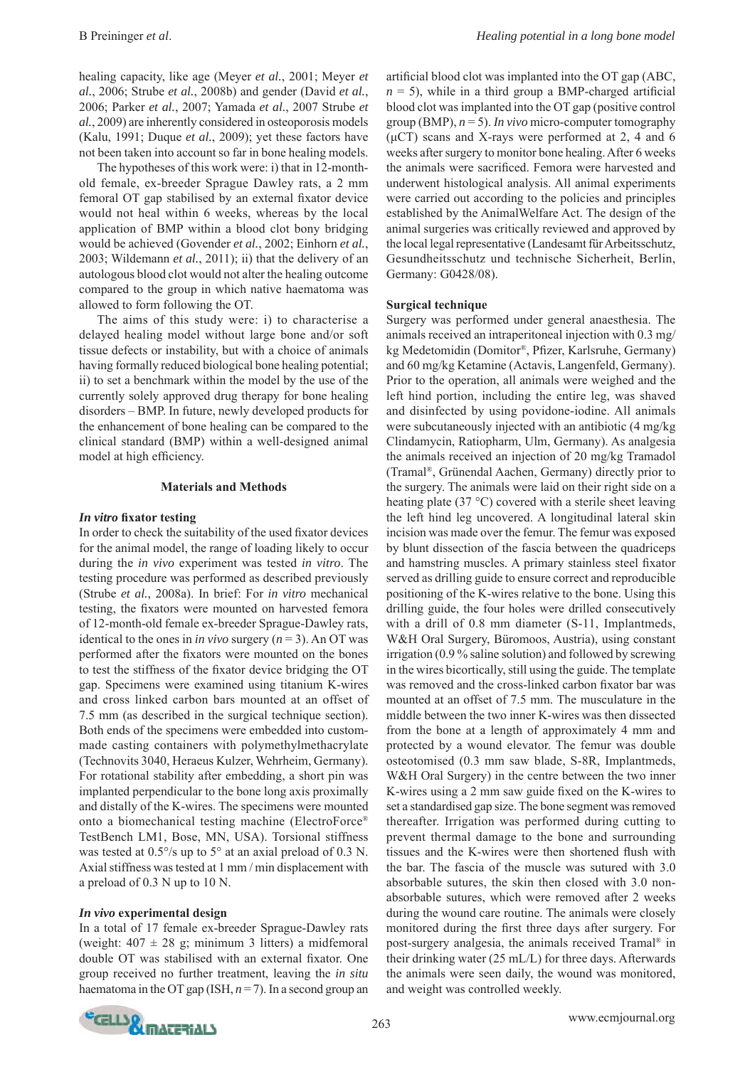healing capacity, like age (Meyer *et al.*, 2001; Meyer *et al.*, 2006; Strube *et al.*, 2008b) and gender (David *et al.*, 2006; Parker *et al.*, 2007; Yamada *et al.*, 2007 Strube *et al.*, 2009) are inherently considered in osteoporosis models (Kalu, 1991; Duque *et al.*, 2009); yet these factors have not been taken into account so far in bone healing models.

The hypotheses of this work were: i) that in 12-month-old female, ex-breeder Sprague Dawley rats, a 2 mm femoral OT gap stabilised by an external fixator device would not heal within 6 weeks, whereas by the local application of BMP within a blood clot bony bridging would be achieved (Govender *et al.*, 2002; Einhorn *et al.*, 2003; Wildemann *et al.*, 2011); ii) that the delivery of an autologous blood clot would not alter the healing outcome compared to the group in which native haematoma was allowed to form following the OT.

The aims of this study were: i) to characterise a delayed healing model without large bone and/or soft tissue defects or instability, but with a choice of animals having formally reduced biological bone healing potential; ii) to set a benchmark within the model by the use of the currently solely approved drug therapy for bone healing disorders – BMP. In future, newly developed products for the enhancement of bone healing can be compared to the clinical standard (BMP) within a well-designed animal model at high efficiency.

## Materials and Methods

### *In vitro* fixator testing

In order to check the suitability of the used fixator devices for the animal model, the range of loading likely to occur during the *in vivo* experiment was tested *in vitro*. The testing procedure was performed as described previously (Strube *et al.*, 2008a). In brief: For *in vitro* mechanical testing, the fixators were mounted on harvested femora of 12-month-old female ex-breeder Sprague-Dawley rats, identical to the ones in *in vivo* surgery ($n = 3$). An OT was performed after the fixators were mounted on the bones to test the stiffness of the fixator device bridging the OT gap. Specimens were examined using titanium K-wires and cross linked carbon bars mounted at an offset of 7.5 mm (as described in the surgical technique section). Both ends of the specimens were embedded into custom-made casting containers with polymethylmethacrylate (Technovits 3040, Heraeus Kulzer, Wehrheim, Germany). For rotational stability after embedding, a short pin was implanted perpendicular to the bone long axis proximally and distally of the K-wires. The specimens were mounted onto a biomechanical testing machine (ElectroForce® TestBench LM1, Bose, MN, USA). Torsional stiffness was tested at 0.5°/s up to 5° at an axial preload of 0.3 N. Axial stiffness was tested at 1 mm / min displacement with a preload of 0.3 N up to 10 N.

### *In vivo* experimental design

In a total of 17 female ex-breeder Sprague-Dawley rats (weight: $407 \pm 28$ g; minimum 3 litters) a midfemoral double OT was stabilised with an external fixator. One group received no further treatment, leaving the *in situ* haematoma in the OT gap (ISH, $n = 7$). In a second group an artificial blood clot was implanted into the OT gap (ABC, $n = 5$), while in a third group a BMP-charged artificial blood clot was implanted into the OT gap (positive control group (BMP), $n = 5$). *In vivo* micro-computer tomography (μCT) scans and X-rays were performed at 2, 4 and 6 weeks after surgery to monitor bone healing. After 6 weeks the animals were sacrificed. Femora were harvested and underwent histological analysis. All animal experiments were carried out according to the policies and principles established by the AnimalWelfare Act. The design of the animal surgeries was critically reviewed and approved by the local legal representative (Landesamt für Arbeitsschutz, Gesundheitsschutz und technische Sicherheit, Berlin, Germany: G0428/08).

### Surgical technique

Surgery was performed under general anaesthesia. The animals received an intraperitoneal injection with 0.3 mg/kg Medetomidin (Domitor®, Pfizer, Karlsruhe, Germany) and 60 mg/kg Ketamine (Actavis, Langenfeld, Germany). Prior to the operation, all animals were weighed and the left hind portion, including the entire leg, was shaved and disinfected by using povidone-iodine. All animals were subcutaneously injected with an antibiotic (4 mg/kg Clindamycin, Ratiopharm, Ulm, Germany). As analgesia the animals received an injection of 20 mg/kg Tramadol (Tramal®, Grünendal Aachen, Germany) directly prior to the surgery. The animals were laid on their right side on a heating plate (37 °C) covered with a sterile sheet leaving the left hind leg uncovered. A longitudinal lateral skin incision was made over the femur. The femur was exposed by blunt dissection of the fascia between the quadriceps and hamstring muscles. A primary stainless steel fixator served as drilling guide to ensure correct and reproducible positioning of the K-wires relative to the bone. Using this drilling guide, the four holes were drilled consecutively with a drill of 0.8 mm diameter (S-11, Implantmeds, W&H Oral Surgery, Büromoos, Austria), using constant irrigation (0.9 % saline solution) and followed by screwing in the wires bicortically, still using the guide. The template was removed and the cross-linked carbon fixator bar was mounted at an offset of 7.5 mm. The musculature in the middle between the two inner K-wires was then dissected from the bone at a length of approximately 4 mm and protected by a wound elevator. The femur was double osteotomised (0.3 mm saw blade, S-8R, Implantmeds, W&H Oral Surgery) in the centre between the two inner K-wires using a 2 mm saw guide fixed on the K-wires to set a standardised gap size. The bone segment was removed thereafter. Irrigation was performed during cutting to prevent thermal damage to the bone and surrounding tissues and the K-wires were then shortened flush with the bar. The fascia of the muscle was sutured with 3.0 absorbable sutures, the skin then closed with 3.0 non-absorbable sutures, which were removed after 2 weeks during the wound care routine. The animals were closely monitored during the first three days after surgery. For post-surgery analgesia, the animals received Tramal® in their drinking water (25 mL/L) for three days. Afterwards the animals were seen daily, the wound was monitored, and weight was controlled weekly.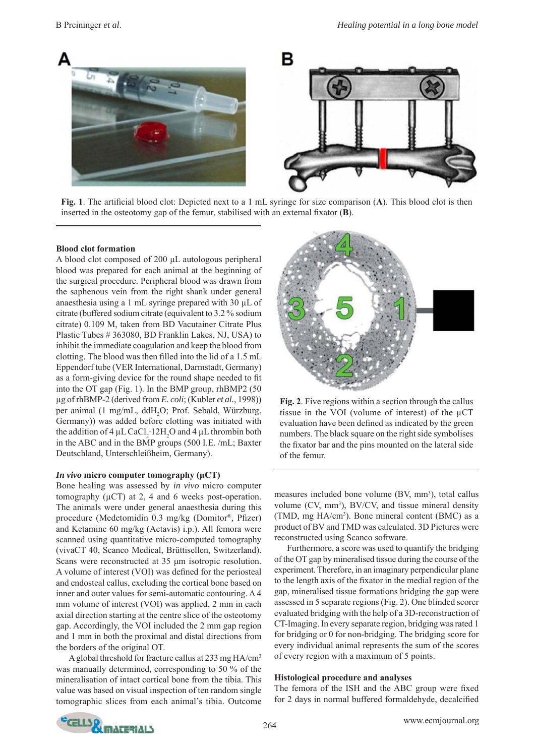**Fig. 1**. The artificial blood clot: Depicted next to a 1 mL syringe for size comparison (**A**). This blood clot is then inserted in the osteotomy gap of the femur, stabilised with an external fixator (**B**).

**Blood clot formation**

A blood clot composed of 200 µL autologous peripheral blood was prepared for each animal at the beginning of the surgical procedure. Peripheral blood was drawn from the saphenous vein from the right shank under general anaesthesia using a 1 mL syringe prepared with 30 µL of citrate (buffered sodium citrate (equivalent to 3.2 % sodium citrate) 0.109 M, taken from BD Vacutainer Citrate Plus Plastic Tubes # 363080, BD Franklin Lakes, NJ, USA) to inhibit the immediate coagulation and keep the blood from clotting. The blood was then filled into the lid of a 1.5 mL Eppendorf tube (VER International, Darmstadt, Germany) as a form-giving device for the round shape needed to fit into the OT gap (Fig. 1). In the BMP group, rhBMP2 (50 µg of rhBMP-2 (derived from *E. coli*; (Kubler *et al.*, 1998)) per animal (1 mg/mL, $ddH_2O$; Prof. Sebald, Würzburg, Germany)) was added before clotting was initiated with the addition of 4 µL $CaCl_2 \cdot 12H_2O$ and 4 µL thrombin both in the ABC and in the BMP groups (500 I.E. /mL; Baxter Deutschland, Unterschleißheim, Germany).

***In vivo* micro computer tomography (µCT)**

Bone healing was assessed by *in vivo* micro computer tomography (µCT) at 2, 4 and 6 weeks post-operation. The animals were under general anaesthesia during this procedure (Medetomidin 0.3 mg/kg (Domitor®, Pfizer) and Ketamine 60 mg/kg (Actavis) i.p.). All femora were scanned using quantitative micro-computed tomography (vivaCT 40, Scanco Medical, Brüttisellen, Switzerland). Scans were reconstructed at 35 µm isotropic resolution. A volume of interest (VOI) was defined for the periosteal and endosteal callus, excluding the cortical bone based on inner and outer values for semi-automatic contouring. A 4 mm volume of interest (VOI) was applied, 2 mm in each axial direction starting at the centre slice of the osteotomy gap. Accordingly, the VOI included the 2 mm gap region and 1 mm in both the proximal and distal directions from the borders of the original OT.

A global threshold for fracture callus at 233 mg HA/cm³ was manually determined, corresponding to 50 % of the mineralisation of intact cortical bone from the tibia. This value was based on visual inspection of ten random single tomographic slices from each animal's tibia. Outcome measures included bone volume (BV, mm³), total callus volume (CV, mm³), BV/CV, and tissue mineral density (TMD, mg HA/cm³). Bone mineral content (BMC) as a product of BV and TMD was calculated. 3D Pictures were reconstructed using Scanco software.

**Fig. 2**. Five regions within a section through the callus tissue in the VOI (volume of interest) of the µCT evaluation have been defined as indicated by the green numbers. The black square on the right side symbolises the fixator bar and the pins mounted on the lateral side of the femur.

Furthermore, a score was used to quantify the bridging of the OT gap by mineralised tissue during the course of the experiment. Therefore, in an imaginary perpendicular plane to the length axis of the fixator in the medial region of the gap, mineralised tissue formations bridging the gap were assessed in 5 separate regions (Fig. 2). One blinded scorer evaluated bridging with the help of a 3D-reconstruction of CT-Imaging. In every separate region, bridging was rated 1 for bridging or 0 for non-bridging. The bridging score for every individual animal represents the sum of the scores of every region with a maximum of 5 points.

**Histological procedure and analyses**

The femora of the ISH and the ABC group were fixed for 2 days in normal buffered formaldehyde, decalcified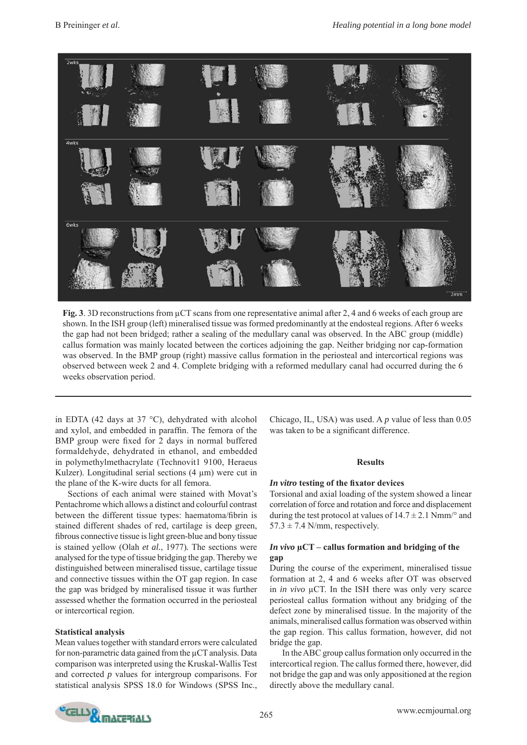**Fig. 3**. 3D reconstructions from µCT scans from one representative animal after 2, 4 and 6 weeks of each group are shown. In the ISH group (left) mineralised tissue was formed predominantly at the endosteal regions. After 6 weeks the gap had not been bridged; rather a sealing of the medullary canal was observed. In the ABC group (middle) callus formation was mainly located between the cortices adjoining the gap. Neither bridging nor cap-formation was observed. In the BMP group (right) massive callus formation in the periosteal and intercortical regions was observed between week 2 and 4. Complete bridging with a reformed medullary canal had occurred during the 6 weeks observation period.

in EDTA (42 days at 37 °C), dehydrated with alcohol and xylol, and embedded in paraffin. The femora of the BMP group were fixed for 2 days in normal buffered formaldehyde, dehydrated in ethanol, and embedded in polymethylmethacrylate (Technovit1 9100, Heraeus Kulzer). Longitudinal serial sections (4 µm) were cut in the plane of the K-wire ducts for all femora.

Sections of each animal were stained with Movat's Pentachrome which allows a distinct and colourful contrast between the different tissue types: haematoma/fibrin is stained different shades of red, cartilage is deep green, fibrous connective tissue is light green-blue and bony tissue is stained yellow (Olah *et al.*, 1977). The sections were analysed for the type of tissue bridging the gap. Thereby we distinguished between mineralised tissue, cartilage tissue and connective tissues within the OT gap region. In case the gap was bridged by mineralised tissue it was further assessed whether the formation occurred in the periosteal or intercortical region.

### Statistical analysis

Mean values together with standard errors were calculated for non-parametric data gained from the µCT analysis. Data comparison was interpreted using the Kruskal-Wallis Test and corrected *p* values for intergroup comparisons. For statistical analysis SPSS 18.0 for Windows (SPSS Inc., Chicago, IL, USA) was used. A *p* value of less than 0.05 was taken to be a significant difference.

## Results

### *In vitro* testing of the fixator devices

Torsional and axial loading of the system showed a linear correlation of force and rotation and force and displacement during the test protocol at values of $14.7 \pm 2.1$ Nmm/° and $57.3 \pm 7.4$ N/mm, respectively.

### *In vivo* µCT – callus formation and bridging of the gap

During the course of the experiment, mineralised tissue formation at 2, 4 and 6 weeks after OT was observed in *in vivo* µCT. In the ISH there was only very scarce periosteal callus formation without any bridging of the defect zone by mineralised tissue. In the majority of the animals, mineralised callus formation was observed within the gap region. This callus formation, however, did not bridge the gap.

In the ABC group callus formation only occurred in the intercortical region. The callus formed there, however, did not bridge the gap and was only appositioned at the region directly above the medullary canal.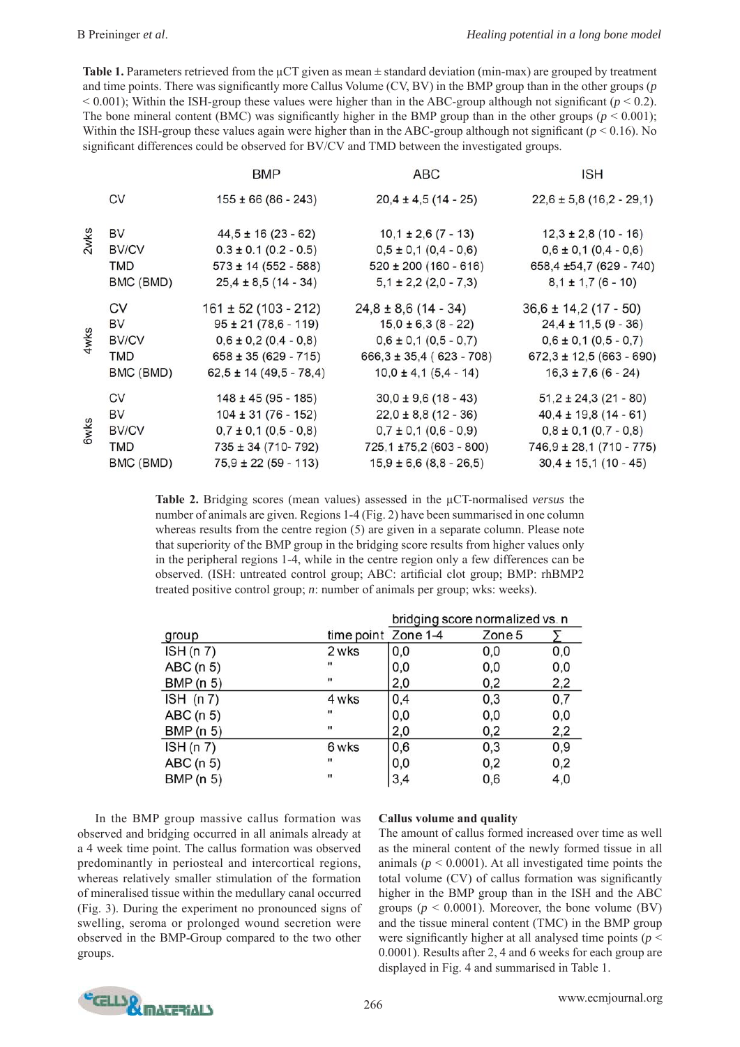**Table 1.** Parameters retrieved from the µCT given as mean ± standard deviation (min-max) are grouped by treatment and time points. There was significantly more Callus Volume (CV, BV) in the BMP group than in the other groups ($p < 0.001$); Within the ISH-group these values were higher than in the ABC-group although not significant ($p < 0.2$). The bone mineral content (BMC) was significantly higher in the BMP group than in the other groups ($p < 0.001$); Within the ISH-group these values again were higher than in the ABC-group although not significant ($p < 0.16$). No significant differences could be observed for BV/CV and TMD between the investigated groups.

| | | BMP | ABC | ISH |
|---|---|---|---|---|
| 2wks | CV | 155 ± 66 (86 - 243) | 20,4 ± 4,5 (14 - 25) | 22,6 ± 5,8 (16,2 - 29,1) |
| | BV | 44,5 ± 16 (23 - 62) | 10,1 ± 2,6 (7 - 13) | 12,3 ± 2,8 (10 - 16) |
| | BV/CV | 0.3 ± 0.1 (0.2 - 0.5) | 0,5 ± 0,1 (0,4 - 0,6) | 0,6 ± 0,1 (0,4 - 0,6) |
| | TMD | 573 ± 14 (552 - 588) | 520 ± 200 (160 - 616) | 658,4 ±54,7 (629 - 740) |
| | BMC (BMD) | 25,4 ± 8,5 (14 - 34) | 5,1 ± 2,2 (2,0 - 7,3) | 8,1 ± 1,7 (6 - 10) |
| 4wks | CV | 161 ± 52 (103 - 212) | 24,8 ± 8,6 (14 - 34) | 36,6 ± 14,2 (17 - 50) |
| | BV | 95 ± 21 (78,6 - 119) | 15,0 ± 6,3 (8 - 22) | 24,4 ± 11,5 (9 - 36) |
| | BV/CV | 0,6 ± 0,2 (0,4 - 0,8) | 0,6 ± 0,1 (0,5 - 0,7) | 0,6 ± 0,1 (0,5 - 0,7) |
| | TMD | 658 ± 35 (629 - 715) | 666,3 ± 35,4 ( 623 - 708) | 672,3 ± 12,5 (663 - 690) |
| | BMC (BMD) | 62,5 ± 14 (49,5 - 78,4) | 10,0 ± 4,1 (5,4 - 14) | 16,3 ± 7,6 (6 - 24) |
| 6wks | CV | 148 ± 45 (95 - 185) | 30,0 ± 9,6 (18 - 43) | 51,2 ± 24,3 (21 - 80) |
| | BV | 104 ± 31 (76 - 152) | 22,0 ± 8,8 (12 - 36) | 40,4 ± 19,8 (14 - 61) |
| | BV/CV | 0,7 ± 0,1 (0,5 - 0,8) | 0,7 ± 0,1 (0,6 - 0,9) | 0,8 ± 0,1 (0,7 - 0,8) |
| | TMD | 735 ± 34 (710- 792) | 725,1 ±75,2 (603 - 800) | 746,9 ± 28,1 (710 - 775) |
| | BMC (BMD) | 75,9 ± 22 (59 - 113) | 15,9 ± 6,6 (8,8 - 26,5) | 30,4 ± 15,1 (10 - 45) |

**Table 2.** Bridging scores (mean values) assessed in the µCT-normalised *versus* the number of animals are given. Regions 1-4 (Fig. 2) have been summarised in one column whereas results from the centre region (5) are given in a separate column. Please note that superiority of the BMP group in the bridging score results from higher values only in the peripheral regions 1-4, while in the centre region only a few differences can be observed. (ISH: untreated control group; ABC: artificial clot group; BMP: rhBMP2 treated positive control group; *n*: number of animals per group; wks: weeks).

| | | bridging score normalized vs. n | | |
|---|---|---|---|---|
| group | time point | Zone 1-4 | Zone 5 | ∑ |
| ISH (n 7) | 2 wks | 0,0 | 0,0 | 0,0 |
| ABC (n 5) | " | 0,0 | 0,0 | 0,0 |
| BMP (n 5) | " | 2,0 | 0,2 | 2,2 |
| ISH (n 7) | 4 wks | 0,4 | 0,3 | 0,7 |
| ABC (n 5) | " | 0,0 | 0,0 | 0,0 |
| BMP (n 5) | " | 2,0 | 0,2 | 2,2 |
| ISH (n 7) | 6 wks | 0,6 | 0,3 | 0,9 |
| ABC (n 5) | " | 0,0 | 0,2 | 0,2 |
| BMP (n 5) | " | 3,4 | 0,6 | 4,0 |

In the BMP group massive callus formation was observed and bridging occurred in all animals already at a 4 week time point. The callus formation was observed predominantly in periosteal and intercortical regions, whereas relatively smaller stimulation of the formation of mineralised tissue within the medullary canal occurred (Fig. 3). During the experiment no pronounced signs of swelling, seroma or prolonged wound secretion were observed in the BMP-Group compared to the two other groups.

**Callus volume and quality**

The amount of callus formed increased over time as well as the mineral content of the newly formed tissue in all animals ($p < 0.0001$). At all investigated time points the total volume (CV) of callus formation was significantly higher in the BMP group than in the ISH and the ABC groups ($p < 0.0001$). Moreover, the bone volume (BV) and the tissue mineral content (TMC) in the BMP group were significantly higher at all analysed time points ($p < 0.0001$). Results after 2, 4 and 6 weeks for each group are displayed in Fig. 4 and summarised in Table 1.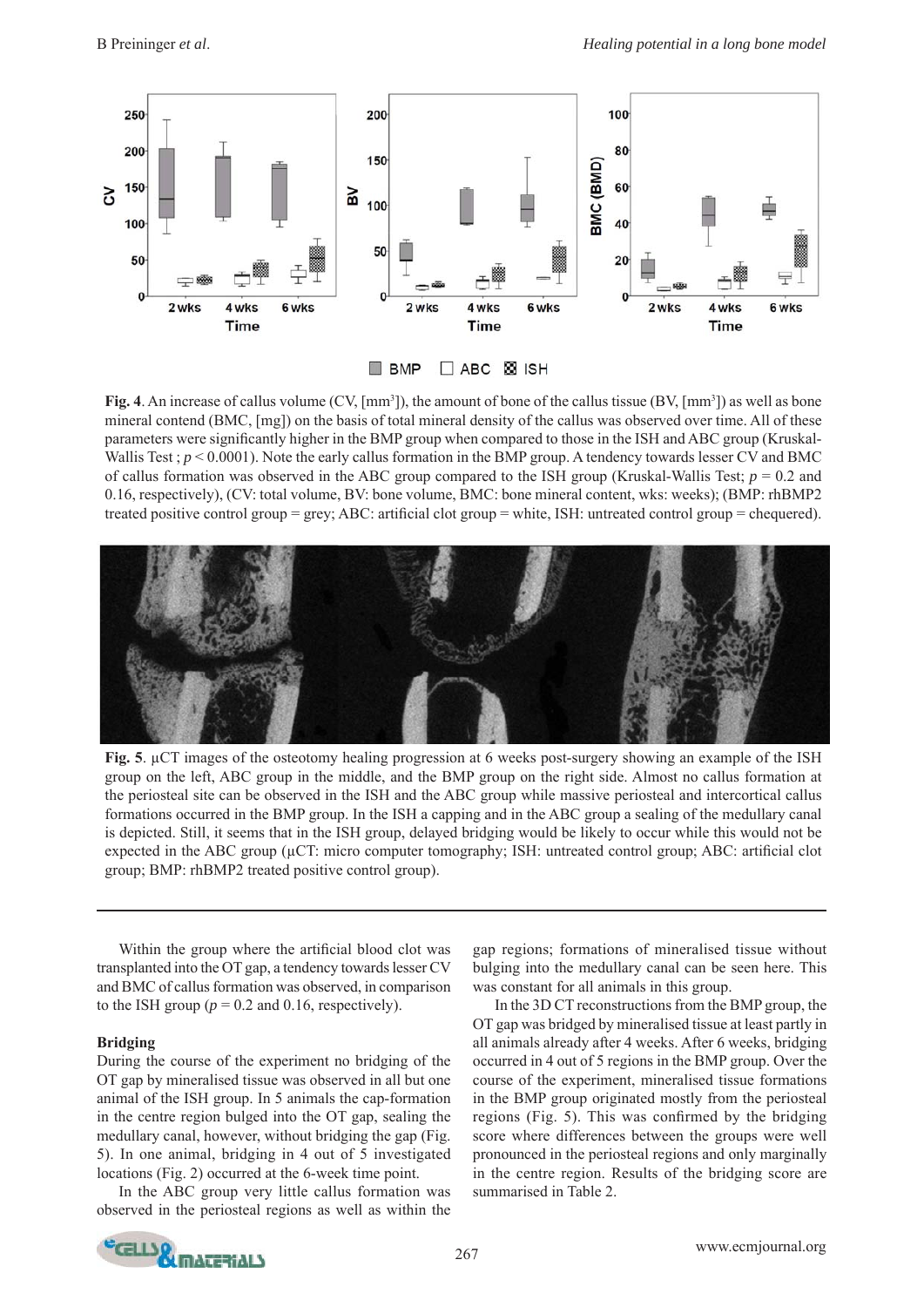**Fig. 4**. An increase of callus volume (CV, [$mm^3$]), the amount of bone of the callus tissue (BV, [$mm^3$]) as well as bone mineral contend (BMC, [mg]) on the basis of total mineral density of the callus was observed over time. All of these parameters were significantly higher in the BMP group when compared to those in the ISH and ABC group (Kruskal-Wallis Test ; $p < 0.0001$). Note the early callus formation in the BMP group. A tendency towards lesser CV and BMC of callus formation was observed in the ABC group compared to the ISH group (Kruskal-Wallis Test; $p = 0.2$ and 0.16, respectively), (CV: total volume, BV: bone volume, BMC: bone mineral content, wks: weeks); (BMP: rhBMP2 treated positive control group = grey; ABC: artificial clot group = white, ISH: untreated control group = chequered).

**Fig. 5**. µCT images of the osteotomy healing progression at 6 weeks post-surgery showing an example of the ISH group on the left, ABC group in the middle, and the BMP group on the right side. Almost no callus formation at the periosteal site can be observed in the ISH and the ABC group while massive periosteal and intercortical callus formations occurred in the BMP group. In the ISH a capping and in the ABC group a sealing of the medullary canal is depicted. Still, it seems that in the ISH group, delayed bridging would be likely to occur while this would not be expected in the ABC group (µCT: micro computer tomography; ISH: untreated control group; ABC: artificial clot group; BMP: rhBMP2 treated positive control group).

Within the group where the artificial blood clot was transplanted into the OT gap, a tendency towards lesser CV and BMC of callus formation was observed, in comparison to the ISH group ($p = 0.2$ and 0.16, respectively).

**Bridging**

During the course of the experiment no bridging of the OT gap by mineralised tissue was observed in all but one animal of the ISH group. In 5 animals the cap-formation in the centre region bulged into the OT gap, sealing the medullary canal, however, without bridging the gap (Fig. 5). In one animal, bridging in 4 out of 5 investigated locations (Fig. 2) occurred at the 6-week time point.

In the ABC group very little callus formation was observed in the periosteal regions as well as within the gap regions; formations of mineralised tissue without bulging into the medullary canal can be seen here. This was constant for all animals in this group.

In the 3D CT reconstructions from the BMP group, the OT gap was bridged by mineralised tissue at least partly in all animals already after 4 weeks. After 6 weeks, bridging occurred in 4 out of 5 regions in the BMP group. Over the course of the experiment, mineralised tissue formations in the BMP group originated mostly from the periosteal regions (Fig. 5). This was confirmed by the bridging score where differences between the groups were well pronounced in the periosteal regions and only marginally in the centre region. Results of the bridging score are summarised in Table 2.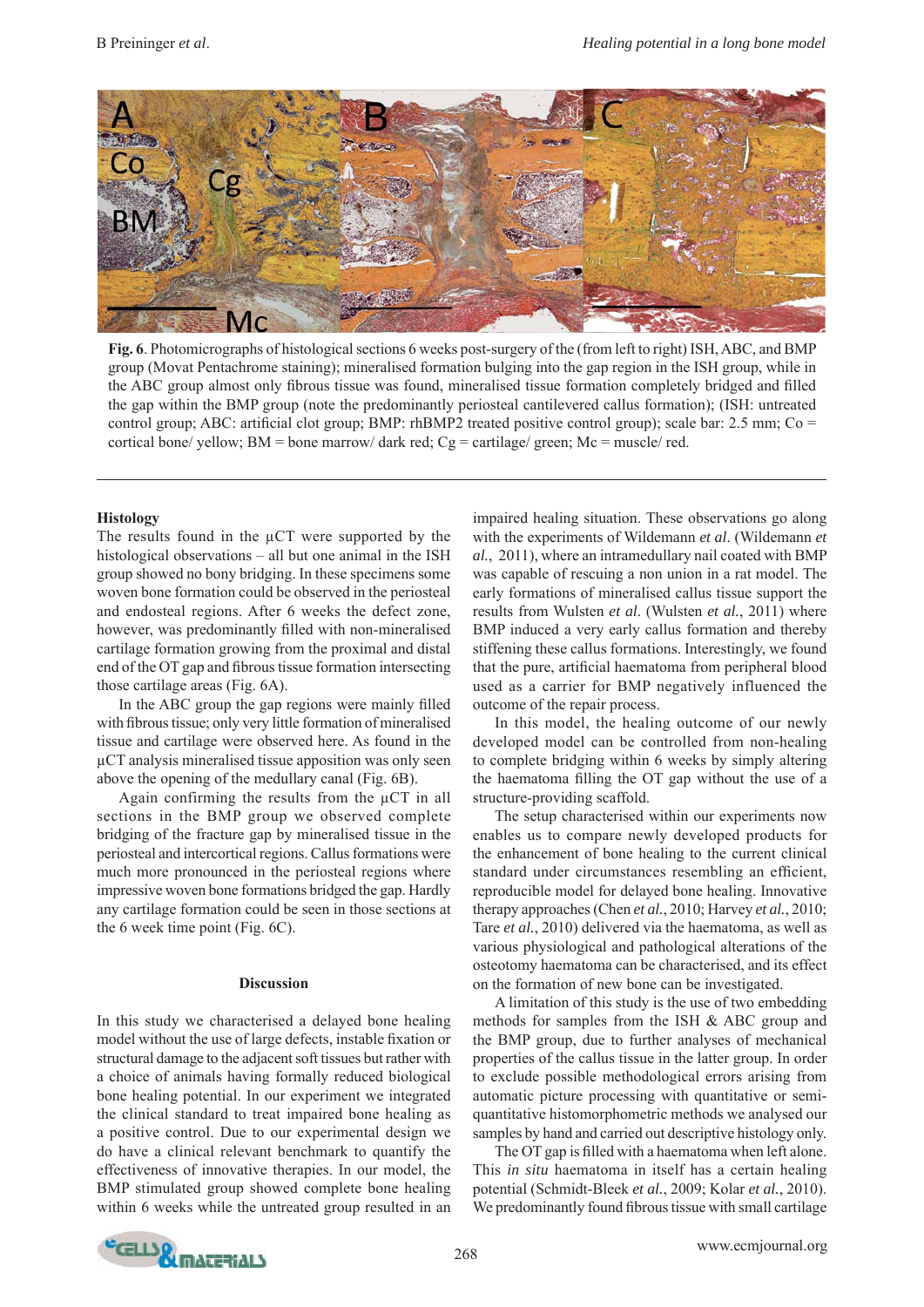**Fig. 6**. Photomicrographs of histological sections 6 weeks post-surgery of the (from left to right) ISH, ABC, and BMP group (Movat Pentachrome staining); mineralised formation bulging into the gap region in the ISH group, while in the ABC group almost only fibrous tissue was found, mineralised tissue formation completely bridged and filled the gap within the BMP group (note the predominantly periosteal cantilevered callus formation); (ISH: untreated control group; ABC: artificial clot group; BMP: rhBMP2 treated positive control group); scale bar: 2.5 mm; Co = cortical bone/ yellow; BM = bone marrow/ dark red; Cg = cartilage/ green; Mc = muscle/ red.

### Histology

The results found in the µCT were supported by the histological observations – all but one animal in the ISH group showed no bony bridging. In these specimens some woven bone formation could be observed in the periosteal and endosteal regions. After 6 weeks the defect zone, however, was predominantly filled with non-mineralised cartilage formation growing from the proximal and distal end of the OT gap and fibrous tissue formation intersecting those cartilage areas (Fig. 6A).

In the ABC group the gap regions were mainly filled with fibrous tissue; only very little formation of mineralised tissue and cartilage were observed here. As found in the µCT analysis mineralised tissue apposition was only seen above the opening of the medullary canal (Fig. 6B).

Again confirming the results from the µCT in all sections in the BMP group we observed complete bridging of the fracture gap by mineralised tissue in the periosteal and intercortical regions. Callus formations were much more pronounced in the periosteal regions where impressive woven bone formations bridged the gap. Hardly any cartilage formation could be seen in those sections at the 6 week time point (Fig. 6C).

## Discussion

In this study we characterised a delayed bone healing model without the use of large defects, instable fixation or structural damage to the adjacent soft tissues but rather with a choice of animals having formally reduced biological bone healing potential. In our experiment we integrated the clinical standard to treat impaired bone healing as a positive control. Due to our experimental design we do have a clinical relevant benchmark to quantify the effectiveness of innovative therapies. In our model, the BMP stimulated group showed complete bone healing within 6 weeks while the untreated group resulted in an impaired healing situation. These observations go along with the experiments of Wildemann *et al*. (Wildemann *et al.*, 2011), where an intramedullary nail coated with BMP was capable of rescuing a non union in a rat model. The early formations of mineralised callus tissue support the results from Wulsten *et al*. (Wulsten *et al.*, 2011) where BMP induced a very early callus formation and thereby stiffening these callus formations. Interestingly, we found that the pure, artificial haematoma from peripheral blood used as a carrier for BMP negatively influenced the outcome of the repair process.

In this model, the healing outcome of our newly developed model can be controlled from non-healing to complete bridging within 6 weeks by simply altering the haematoma filling the OT gap without the use of a structure-providing scaffold.

The setup characterised within our experiments now enables us to compare newly developed products for the enhancement of bone healing to the current clinical standard under circumstances resembling an efficient, reproducible model for delayed bone healing. Innovative therapy approaches (Chen *et al.*, 2010; Harvey *et al.*, 2010; Tare *et al.*, 2010) delivered via the haematoma, as well as various physiological and pathological alterations of the osteotomy haematoma can be characterised, and its effect on the formation of new bone can be investigated.

A limitation of this study is the use of two embedding methods for samples from the ISH & ABC group and the BMP group, due to further analyses of mechanical properties of the callus tissue in the latter group. In order to exclude possible methodological errors arising from automatic picture processing with quantitative or semi-quantitative histomorphometric methods we analysed our samples by hand and carried out descriptive histology only.

The OT gap is filled with a haematoma when left alone. This *in situ* haematoma in itself has a certain healing potential (Schmidt-Bleek *et al.*, 2009; Kolar *et al.*, 2010). We predominantly found fibrous tissue with small cartilage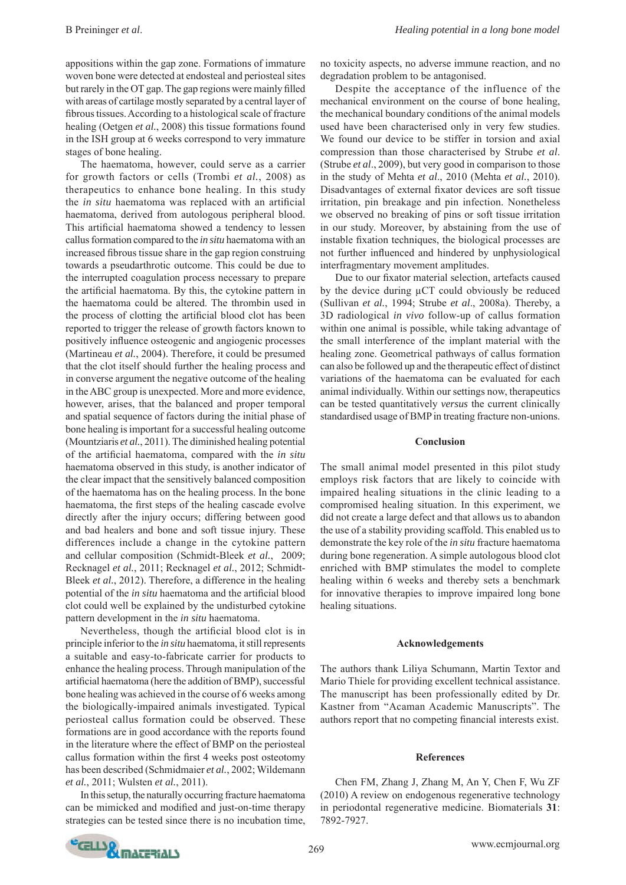appositions within the gap zone. Formations of immature woven bone were detected at endosteal and periosteal sites but rarely in the OT gap. The gap regions were mainly filled with areas of cartilage mostly separated by a central layer of fibrous tissues. According to a histological scale of fracture healing (Oetgen *et al.*, 2008) this tissue formations found in the ISH group at 6 weeks correspond to very immature stages of bone healing.

The haematoma, however, could serve as a carrier for growth factors or cells (Trombi *et al.*, 2008) as therapeutics to enhance bone healing. In this study the *in situ* haematoma was replaced with an artificial haematoma, derived from autologous peripheral blood. This artificial haematoma showed a tendency to lessen callus formation compared to the *in situ* haematoma with an increased fibrous tissue share in the gap region construing towards a pseudarthrotic outcome. This could be due to the interrupted coagulation process necessary to prepare the artificial haematoma. By this, the cytokine pattern in the haematoma could be altered. The thrombin used in the process of clotting the artificial blood clot has been reported to trigger the release of growth factors known to positively influence osteogenic and angiogenic processes (Martineau *et al.*, 2004). Therefore, it could be presumed that the clot itself should further the healing process and in converse argument the negative outcome of the healing in the ABC group is unexpected. More and more evidence, however, arises, that the balanced and proper temporal and spatial sequence of factors during the initial phase of bone healing is important for a successful healing outcome (Mountziaris *et al.*, 2011). The diminished healing potential of the artificial haematoma, compared with the *in situ* haematoma observed in this study, is another indicator of the clear impact that the sensitively balanced composition of the haematoma has on the healing process. In the bone haematoma, the first steps of the healing cascade evolve directly after the injury occurs; differing between good and bad healers and bone and soft tissue injury. These differences include a change in the cytokine pattern and cellular composition (Schmidt-Bleek *et al.*, 2009; Recknagel *et al.*, 2011; Recknagel *et al.*, 2012; Schmidt-Bleek *et al.*, 2012). Therefore, a difference in the healing potential of the *in situ* haematoma and the artificial blood clot could well be explained by the undisturbed cytokine pattern development in the *in situ* haematoma.

Nevertheless, though the artificial blood clot is in principle inferior to the *in situ* haematoma, it still represents a suitable and easy-to-fabricate carrier for products to enhance the healing process. Through manipulation of the artificial haematoma (here the addition of BMP), successful bone healing was achieved in the course of 6 weeks among the biologically-impaired animals investigated. Typical periosteal callus formation could be observed. These formations are in good accordance with the reports found in the literature where the effect of BMP on the periosteal callus formation within the first 4 weeks post osteotomy has been described (Schmidmaier *et al.*, 2002; Wildemann *et al.*, 2011; Wulsten *et al.*, 2011).

In this setup, the naturally occurring fracture haematoma can be mimicked and modified and just-on-time therapy strategies can be tested since there is no incubation time, no toxicity aspects, no adverse immune reaction, and no degradation problem to be antagonised.

Despite the acceptance of the influence of the mechanical environment on the course of bone healing, the mechanical boundary conditions of the animal models used have been characterised only in very few studies. We found our device to be stiffer in torsion and axial compression than those characterised by Strube *et al*. (Strube *et al*., 2009), but very good in comparison to those in the study of Mehta *et al*., 2010 (Mehta *et al.*, 2010). Disadvantages of external fixator devices are soft tissue irritation, pin breakage and pin infection. Nonetheless we observed no breaking of pins or soft tissue irritation in our study. Moreover, by abstaining from the use of instable fixation techniques, the biological processes are not further influenced and hindered by unphysiological interfragmentary movement amplitudes.

Due to our fixator material selection, artefacts caused by the device during µCT could obviously be reduced (Sullivan *et al.*, 1994; Strube *et al*., 2008a). Thereby, a 3D radiological *in vivo* follow-up of callus formation within one animal is possible, while taking advantage of the small interference of the implant material with the healing zone. Geometrical pathways of callus formation can also be followed up and the therapeutic effect of distinct variations of the haematoma can be evaluated for each animal individually. Within our settings now, therapeutics can be tested quantitatively *versus* the current clinically standardised usage of BMP in treating fracture non-unions.

## Conclusion

The small animal model presented in this pilot study employs risk factors that are likely to coincide with impaired healing situations in the clinic leading to a compromised healing situation. In this experiment, we did not create a large defect and that allows us to abandon the use of a stability providing scaffold. This enabled us to demonstrate the key role of the *in situ* fracture haematoma during bone regeneration. A simple autologous blood clot enriched with BMP stimulates the model to complete healing within 6 weeks and thereby sets a benchmark for innovative therapies to improve impaired long bone healing situations.

## Acknowledgements

The authors thank Liliya Schumann, Martin Textor and Mario Thiele for providing excellent technical assistance. The manuscript has been professionally edited by Dr. Kastner from "Acaman Academic Manuscripts". The authors report that no competing financial interests exist.

## References

Chen FM, Zhang J, Zhang M, An Y, Chen F, Wu ZF (2010) A review on endogenous regenerative technology in periodontal regenerative medicine. Biomaterials **31**: 7892-7927.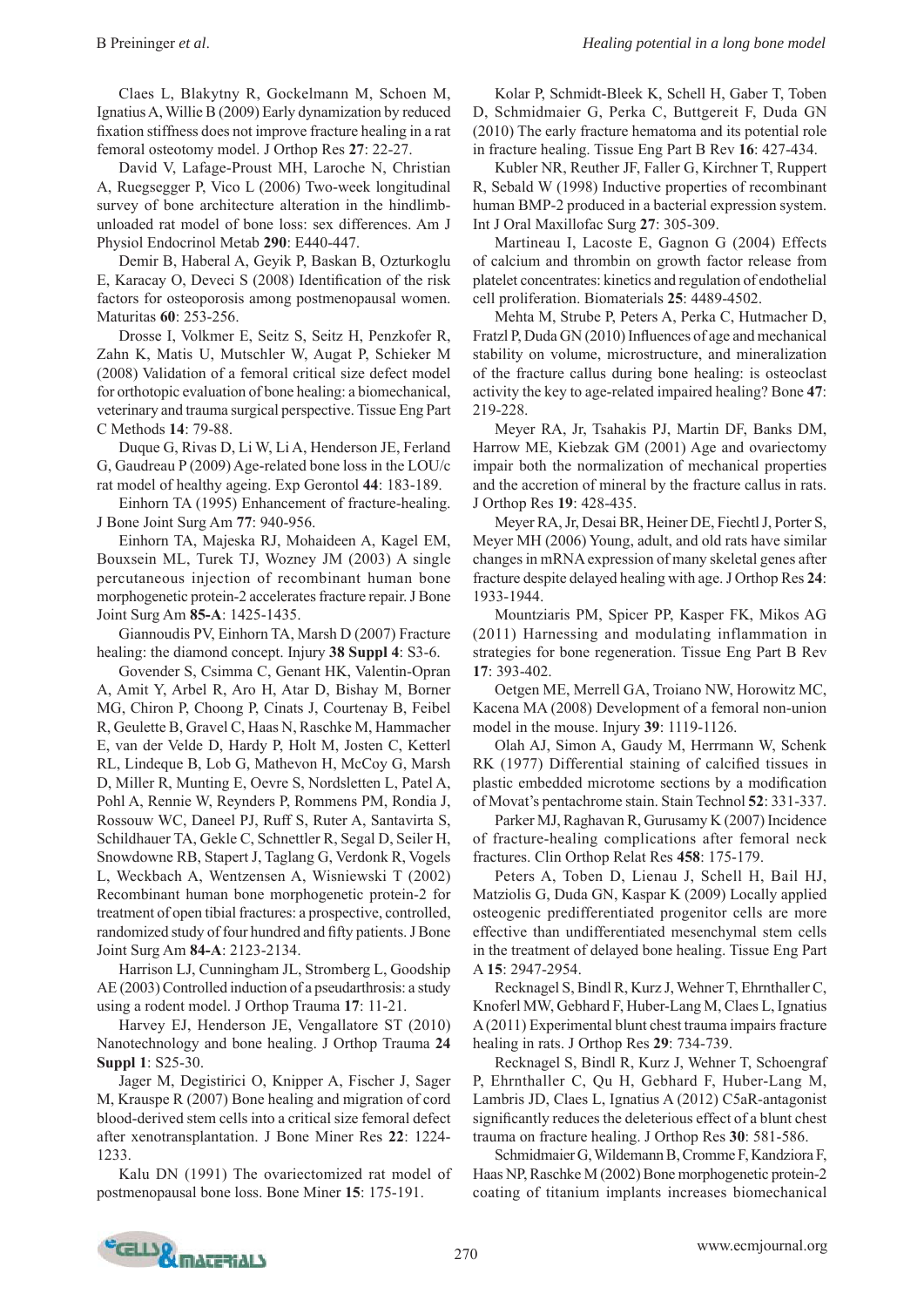Claes L, Blakytny R, Gockelmann M, Schoen M, Ignatius A, Willie B (2009) Early dynamization by reduced fixation stiffness does not improve fracture healing in a rat femoral osteotomy model. J Orthop Res **27**: 22-27.

David V, Lafage-Proust MH, Laroche N, Christian A, Ruegsegger P, Vico L (2006) Two-week longitudinal survey of bone architecture alteration in the hindlimb-unloaded rat model of bone loss: sex differences. Am J Physiol Endocrinol Metab **290**: E440-447.

Demir B, Haberal A, Geyik P, Baskan B, Ozturkoglu E, Karacay O, Deveci S (2008) Identification of the risk factors for osteoporosis among postmenopausal women. Maturitas **60**: 253-256.

Drosse I, Volkmer E, Seitz S, Seitz H, Penzkofer R, Zahn K, Matis U, Mutschler W, Augat P, Schieker M (2008) Validation of a femoral critical size defect model for orthotopic evaluation of bone healing: a biomechanical, veterinary and trauma surgical perspective. Tissue Eng Part C Methods **14**: 79-88.

Duque G, Rivas D, Li W, Li A, Henderson JE, Ferland G, Gaudreau P (2009) Age-related bone loss in the LOU/c rat model of healthy ageing. Exp Gerontol **44**: 183-189.

Einhorn TA (1995) Enhancement of fracture-healing. J Bone Joint Surg Am **77**: 940-956.

Einhorn TA, Majeska RJ, Mohaideen A, Kagel EM, Bouxsein ML, Turek TJ, Wozney JM (2003) A single percutaneous injection of recombinant human bone morphogenetic protein-2 accelerates fracture repair. J Bone Joint Surg Am **85-A**: 1425-1435.

Giannoudis PV, Einhorn TA, Marsh D (2007) Fracture healing: the diamond concept. Injury **38 Suppl 4**: S3-6.

Govender S, Csimma C, Genant HK, Valentin-Opran A, Amit Y, Arbel R, Aro H, Atar D, Bishay M, Borner MG, Chiron P, Choong P, Cinats J, Courtenay B, Feibel R, Geulette B, Gravel C, Haas N, Raschke M, Hammacher E, van der Velde D, Hardy P, Holt M, Josten C, Ketterl RL, Lindeque B, Lob G, Mathevon H, McCoy G, Marsh D, Miller R, Munting E, Oevre S, Nordsletten L, Patel A, Pohl A, Rennie W, Reynders P, Rommens PM, Rondia J, Rossouw WC, Daneel PJ, Ruff S, Ruter A, Santavirta S, Schildhauer TA, Gekle C, Schnettler R, Segal D, Seiler H, Snowdowne RB, Stapert J, Taglang G, Verdonk R, Vogels L, Weckbach A, Wentzensen A, Wisniewski T (2002) Recombinant human bone morphogenetic protein-2 for treatment of open tibial fractures: a prospective, controlled, randomized study of four hundred and fifty patients. J Bone Joint Surg Am **84-A**: 2123-2134.

Harrison LJ, Cunningham JL, Stromberg L, Goodship AE (2003) Controlled induction of a pseudarthrosis: a study using a rodent model. J Orthop Trauma **17**: 11-21.

Harvey EJ, Henderson JE, Vengallatore ST (2010) Nanotechnology and bone healing. J Orthop Trauma **24 Suppl 1**: S25-30.

Jager M, Degistirici O, Knipper A, Fischer J, Sager M, Krauspe R (2007) Bone healing and migration of cord blood-derived stem cells into a critical size femoral defect after xenotransplantation. J Bone Miner Res **22**: 1224-1233.

Kalu DN (1991) The ovariectomized rat model of postmenopausal bone loss. Bone Miner **15**: 175-191.

Kolar P, Schmidt-Bleek K, Schell H, Gaber T, Toben D, Schmidmaier G, Perka C, Buttgereit F, Duda GN (2010) The early fracture hematoma and its potential role in fracture healing. Tissue Eng Part B Rev **16**: 427-434.

Kubler NR, Reuther JF, Faller G, Kirchner T, Ruppert R, Sebald W (1998) Inductive properties of recombinant human BMP-2 produced in a bacterial expression system. Int J Oral Maxillofac Surg **27**: 305-309.

Martineau I, Lacoste E, Gagnon G (2004) Effects of calcium and thrombin on growth factor release from platelet concentrates: kinetics and regulation of endothelial cell proliferation. Biomaterials **25**: 4489-4502.

Mehta M, Strube P, Peters A, Perka C, Hutmacher D, Fratzl P, Duda GN (2010) Influences of age and mechanical stability on volume, microstructure, and mineralization of the fracture callus during bone healing: is osteoclast activity the key to age-related impaired healing? Bone **47**: 219-228.

Meyer RA, Jr, Tsahakis PJ, Martin DF, Banks DM, Harrow ME, Kiebzak GM (2001) Age and ovariectomy impair both the normalization of mechanical properties and the accretion of mineral by the fracture callus in rats. J Orthop Res **19**: 428-435.

Meyer RA, Jr, Desai BR, Heiner DE, Fiechtl J, Porter S, Meyer MH (2006) Young, adult, and old rats have similar changes in mRNA expression of many skeletal genes after fracture despite delayed healing with age. J Orthop Res **24**: 1933-1944.

Mountziaris PM, Spicer PP, Kasper FK, Mikos AG (2011) Harnessing and modulating inflammation in strategies for bone regeneration. Tissue Eng Part B Rev **17**: 393-402.

Oetgen ME, Merrell GA, Troiano NW, Horowitz MC, Kacena MA (2008) Development of a femoral non-union model in the mouse. Injury **39**: 1119-1126.

Olah AJ, Simon A, Gaudy M, Herrmann W, Schenk RK (1977) Differential staining of calcified tissues in plastic embedded microtome sections by a modification of Movat's pentachrome stain. Stain Technol **52**: 331-337.

Parker MJ, Raghavan R, Gurusamy K (2007) Incidence of fracture-healing complications after femoral neck fractures. Clin Orthop Relat Res **458**: 175-179.

Peters A, Toben D, Lienau J, Schell H, Bail HJ, Matziolis G, Duda GN, Kaspar K (2009) Locally applied osteogenic predifferentiated progenitor cells are more effective than undifferentiated mesenchymal stem cells in the treatment of delayed bone healing. Tissue Eng Part A **15**: 2947-2954.

Recknagel S, Bindl R, Kurz J, Wehner T, Ehrnthaller C, Knoferl MW, Gebhard F, Huber-Lang M, Claes L, Ignatius A (2011) Experimental blunt chest trauma impairs fracture healing in rats. J Orthop Res **29**: 734-739.

Recknagel S, Bindl R, Kurz J, Wehner T, Schoengraf P, Ehrnthaller C, Qu H, Gebhard F, Huber-Lang M, Lambris JD, Claes L, Ignatius A (2012) C5aR-antagonist significantly reduces the deleterious effect of a blunt chest trauma on fracture healing. J Orthop Res **30**: 581-586.

Schmidmaier G, Wildemann B, Cromme F, Kandziora F, Haas NP, Raschke M (2002) Bone morphogenetic protein-2 coating of titanium implants increases biomechanical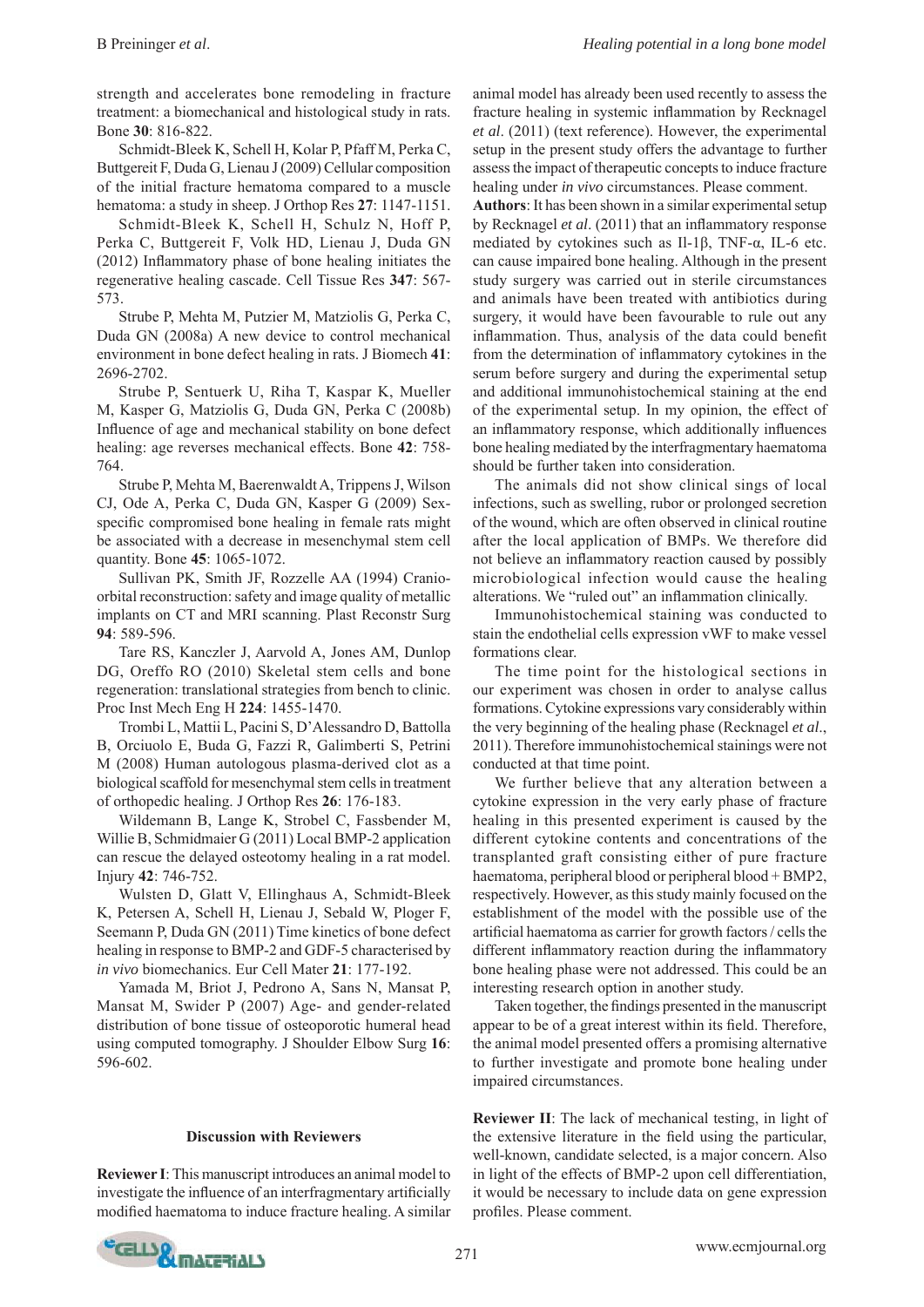strength and accelerates bone remodeling in fracture treatment: a biomechanical and histological study in rats. Bone **30**: 816-822.

Schmidt-Bleek K, Schell H, Kolar P, Pfaff M, Perka C, Buttgereit F, Duda G, Lienau J (2009) Cellular composition of the initial fracture hematoma compared to a muscle hematoma: a study in sheep. J Orthop Res **27**: 1147-1151.

Schmidt-Bleek K, Schell H, Schulz N, Hoff P, Perka C, Buttgereit F, Volk HD, Lienau J, Duda GN (2012) Inflammatory phase of bone healing initiates the regenerative healing cascade. Cell Tissue Res **347**: 567-573.

Strube P, Mehta M, Putzier M, Matziolis G, Perka C, Duda GN (2008a) A new device to control mechanical environment in bone defect healing in rats. J Biomech **41**: 2696-2702.

Strube P, Sentuerk U, Riha T, Kaspar K, Mueller M, Kasper G, Matziolis G, Duda GN, Perka C (2008b) Influence of age and mechanical stability on bone defect healing: age reverses mechanical effects. Bone **42**: 758-764.

Strube P, Mehta M, Baerenwaldt A, Trippens J, Wilson CJ, Ode A, Perka C, Duda GN, Kasper G (2009) Sex-specific compromised bone healing in female rats might be associated with a decrease in mesenchymal stem cell quantity. Bone **45**: 1065-1072.

Sullivan PK, Smith JF, Rozzelle AA (1994) Cranio-orbital reconstruction: safety and image quality of metallic implants on CT and MRI scanning. Plast Reconstr Surg **94**: 589-596.

Tare RS, Kanczler J, Aarvold A, Jones AM, Dunlop DG, Oreffo RO (2010) Skeletal stem cells and bone regeneration: translational strategies from bench to clinic. Proc Inst Mech Eng H **224**: 1455-1470.

Trombi L, Mattii L, Pacini S, D'Alessandro D, Battolla B, Orciuolo E, Buda G, Fazzi R, Galimberti S, Petrini M (2008) Human autologous plasma-derived clot as a biological scaffold for mesenchymal stem cells in treatment of orthopedic healing. J Orthop Res **26**: 176-183.

Wildemann B, Lange K, Strobel C, Fassbender M, Willie B, Schmidmaier G (2011) Local BMP-2 application can rescue the delayed osteotomy healing in a rat model. Injury **42**: 746-752.

Wulsten D, Glatt V, Ellinghaus A, Schmidt-Bleek K, Petersen A, Schell H, Lienau J, Sebald W, Ploger F, Seemann P, Duda GN (2011) Time kinetics of bone defect healing in response to BMP-2 and GDF-5 characterised by *in vivo* biomechanics. Eur Cell Mater **21**: 177-192.

Yamada M, Briot J, Pedrono A, Sans N, Mansat P, Mansat M, Swider P (2007) Age- and gender-related distribution of bone tissue of osteoporotic humeral head using computed tomography. J Shoulder Elbow Surg **16**: 596-602.

#### Discussion with Reviewers

**Reviewer I**: This manuscript introduces an animal model to investigate the influence of an interfragmentary artificially modified haematoma to induce fracture healing. A similar animal model has already been used recently to assess the fracture healing in systemic inflammation by Recknagel *et al*. (2011) (text reference). However, the experimental setup in the present study offers the advantage to further assess the impact of therapeutic concepts to induce fracture healing under *in vivo* circumstances. Please comment.

**Authors**: It has been shown in a similar experimental setup by Recknagel *et al*. (2011) that an inflammatory response mediated by cytokines such as Il-1β, TNF-α, IL-6 etc. can cause impaired bone healing. Although in the present study surgery was carried out in sterile circumstances and animals have been treated with antibiotics during surgery, it would have been favourable to rule out any inflammation. Thus, analysis of the data could benefit from the determination of inflammatory cytokines in the serum before surgery and during the experimental setup and additional immunohistochemical staining at the end of the experimental setup. In my opinion, the effect of an inflammatory response, which additionally influences bone healing mediated by the interfragmentary haematoma should be further taken into consideration.

The animals did not show clinical sings of local infections, such as swelling, rubor or prolonged secretion of the wound, which are often observed in clinical routine after the local application of BMPs. We therefore did not believe an inflammatory reaction caused by possibly microbiological infection would cause the healing alterations. We "ruled out" an inflammation clinically.

Immunohistochemical staining was conducted to stain the endothelial cells expression vWF to make vessel formations clear.

The time point for the histological sections in our experiment was chosen in order to analyse callus formations. Cytokine expressions vary considerably within the very beginning of the healing phase (Recknagel *et al*., 2011). Therefore immunohistochemical stainings were not conducted at that time point.

We further believe that any alteration between a cytokine expression in the very early phase of fracture healing in this presented experiment is caused by the different cytokine contents and concentrations of the transplanted graft consisting either of pure fracture haematoma, peripheral blood or peripheral blood + BMP2, respectively. However, as this study mainly focused on the establishment of the model with the possible use of the artificial haematoma as carrier for growth factors / cells the different inflammatory reaction during the inflammatory bone healing phase were not addressed. This could be an interesting research option in another study.

Taken together, the findings presented in the manuscript appear to be of a great interest within its field. Therefore, the animal model presented offers a promising alternative to further investigate and promote bone healing under impaired circumstances.

**Reviewer II**: The lack of mechanical testing, in light of the extensive literature in the field using the particular, well-known, candidate selected, is a major concern. Also in light of the effects of BMP-2 upon cell differentiation, it would be necessary to include data on gene expression profiles. Please comment.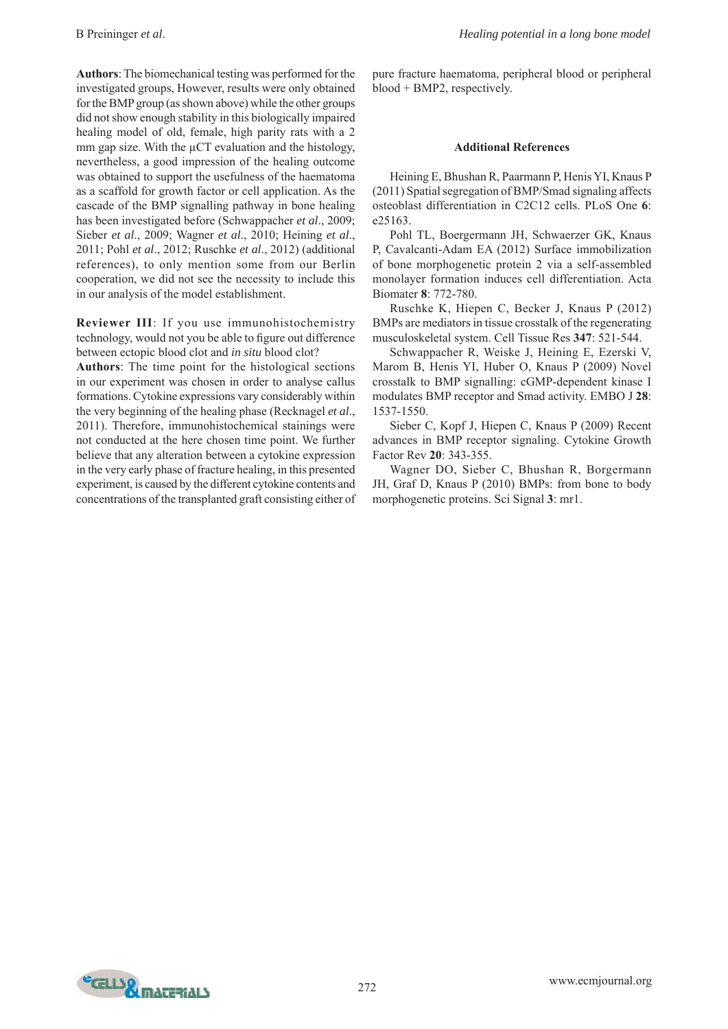**Authors**: The biomechanical testing was performed for the investigated groups, However, results were only obtained for the BMP group (as shown above) while the other groups did not show enough stability in this biologically impaired healing model of old, female, high parity rats with a 2 mm gap size. With the µCT evaluation and the histology, nevertheless, a good impression of the healing outcome was obtained to support the usefulness of the haematoma as a scaffold for growth factor or cell application. As the cascade of the BMP signalling pathway in bone healing has been investigated before (Schwappacher *et al*., 2009; Sieber *et al*., 2009; Wagner *et al*., 2010; Heining *et al*., 2011; Pohl *et al*., 2012; Ruschke *et al*., 2012) (additional references), to only mention some from our Berlin cooperation, we did not see the necessity to include this in our analysis of the model establishment.

**Reviewer III**: If you use immunohistochemistry technology, would not you be able to figure out difference between ectopic blood clot and *in situ* blood clot?

**Authors**: The time point for the histological sections in our experiment was chosen in order to analyse callus formations. Cytokine expressions vary considerably within the very beginning of the healing phase (Recknagel *et al*., 2011). Therefore, immunohistochemical stainings were not conducted at the here chosen time point. We further believe that any alteration between a cytokine expression in the very early phase of fracture healing, in this presented experiment, is caused by the different cytokine contents and concentrations of the transplanted graft consisting either of pure fracture haematoma, peripheral blood or peripheral blood + BMP2, respectively.

### Additional References

Heining E, Bhushan R, Paarmann P, Henis YI, Knaus P (2011) Spatial segregation of BMP/Smad signaling affects osteoblast differentiation in C2C12 cells. PLoS One **6**: e25163.

Pohl TL, Boergermann JH, Schwaerzer GK, Knaus P, Cavalcanti-Adam EA (2012) Surface immobilization of bone morphogenetic protein 2 via a self-assembled monolayer formation induces cell differentiation. Acta Biomater **8**: 772-780.

Ruschke K, Hiepen C, Becker J, Knaus P (2012) BMPs are mediators in tissue crosstalk of the regenerating musculoskeletal system. Cell Tissue Res **347**: 521-544.

Schwappacher R, Weiske J, Heining E, Ezerski V, Marom B, Henis YI, Huber O, Knaus P (2009) Novel crosstalk to BMP signalling: cGMP-dependent kinase I modulates BMP receptor and Smad activity. EMBO J **28**: 1537-1550.

Sieber C, Kopf J, Hiepen C, Knaus P (2009) Recent advances in BMP receptor signaling. Cytokine Growth Factor Rev **20**: 343-355.

Wagner DO, Sieber C, Bhushan R, Borgermann JH, Graf D, Knaus P (2010) BMPs: from bone to body morphogenetic proteins. Sci Signal **3**: mr1.